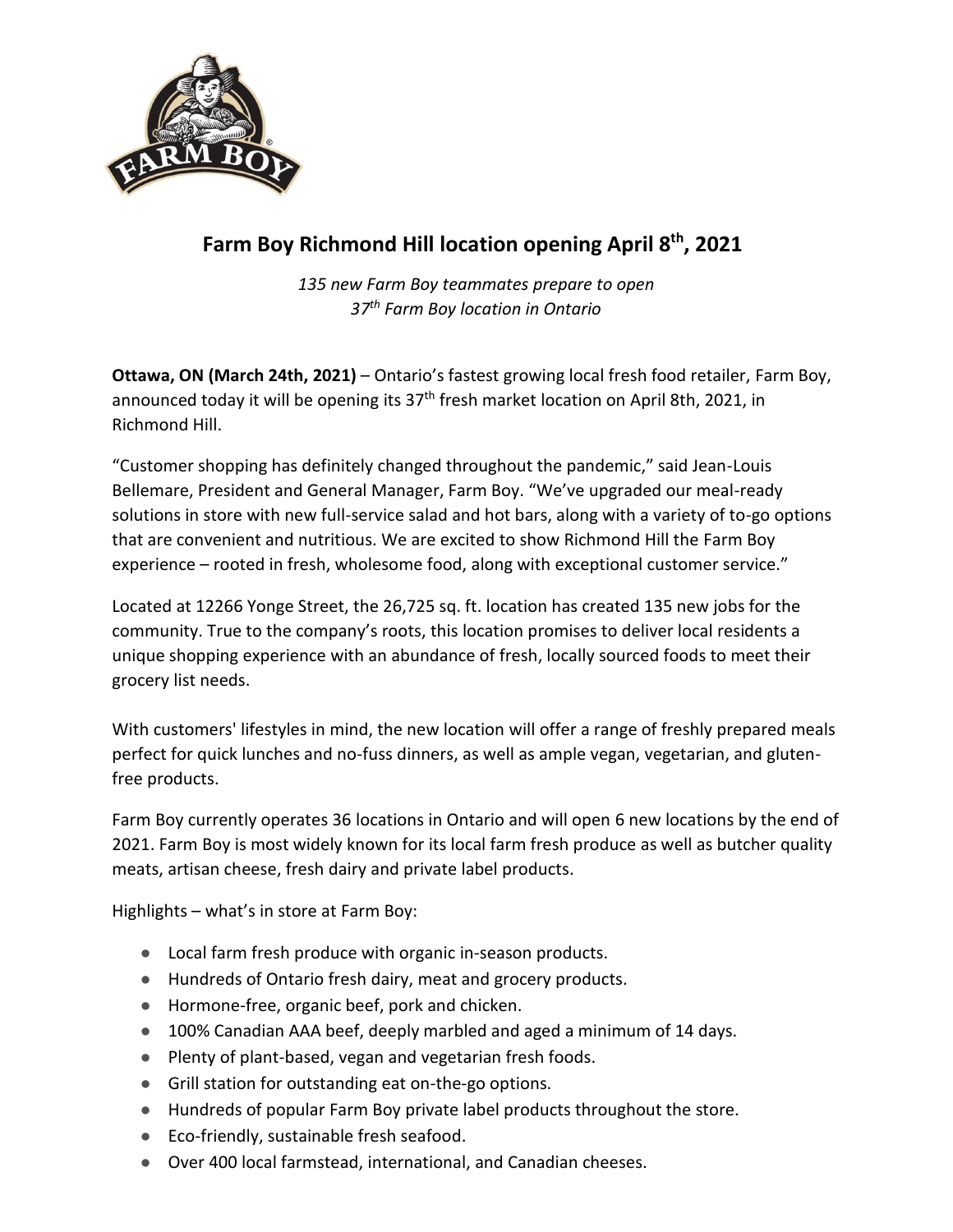# Farm Boy Richmond Hill location opening April 8th, 2021

*135 new Farm Boy teammates prepare to open*
*37th Farm Boy location in Ontario*

**Ottawa, ON (March 24th, 2021)** – Ontario's fastest growing local fresh food retailer, Farm Boy, announced today it will be opening its 37th fresh market location on April 8th, 2021, in Richmond Hill.

"Customer shopping has definitely changed throughout the pandemic," said Jean-Louis Bellemare, President and General Manager, Farm Boy. "We've upgraded our meal-ready solutions in store with new full-service salad and hot bars, along with a variety of to-go options that are convenient and nutritious. We are excited to show Richmond Hill the Farm Boy experience – rooted in fresh, wholesome food, along with exceptional customer service."

Located at 12266 Yonge Street, the 26,725 sq. ft. location has created 135 new jobs for the community. True to the company's roots, this location promises to deliver local residents a unique shopping experience with an abundance of fresh, locally sourced foods to meet their grocery list needs.

With customers' lifestyles in mind, the new location will offer a range of freshly prepared meals perfect for quick lunches and no-fuss dinners, as well as ample vegan, vegetarian, and gluten-free products.

Farm Boy currently operates 36 locations in Ontario and will open 6 new locations by the end of 2021. Farm Boy is most widely known for its local farm fresh produce as well as butcher quality meats, artisan cheese, fresh dairy and private label products.

Highlights – what's in store at Farm Boy:

- Local farm fresh produce with organic in-season products.
- Hundreds of Ontario fresh dairy, meat and grocery products.
- Hormone-free, organic beef, pork and chicken.
- 100% Canadian AAA beef, deeply marbled and aged a minimum of 14 days.
- Plenty of plant-based, vegan and vegetarian fresh foods.
- Grill station for outstanding eat on-the-go options.
- Hundreds of popular Farm Boy private label products throughout the store.
- Eco-friendly, sustainable fresh seafood.
- Over 400 local farmstead, international, and Canadian cheeses.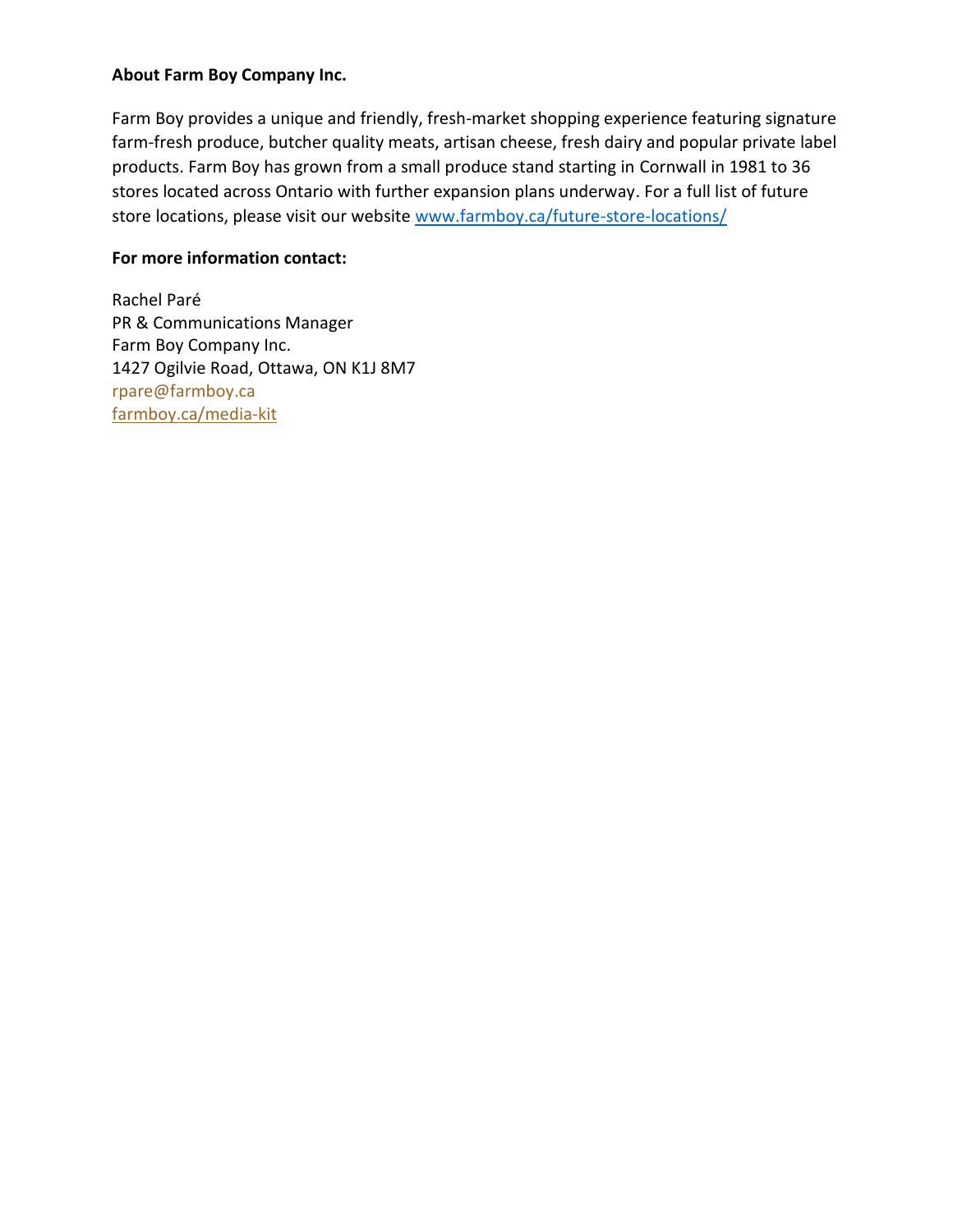**About Farm Boy Company Inc.**

Farm Boy provides a unique and friendly, fresh-market shopping experience featuring signature farm-fresh produce, butcher quality meats, artisan cheese, fresh dairy and popular private label products. Farm Boy has grown from a small produce stand starting in Cornwall in 1981 to 36 stores located across Ontario with further expansion plans underway. For a full list of future store locations, please visit our website www.farmboy.ca/future-store-locations/

**For more information contact:**

Rachel Paré
PR & Communications Manager
Farm Boy Company Inc.
1427 Ogilvie Road, Ottawa, ON K1J 8M7
rpare@farmboy.ca
farmboy.ca/media-kit